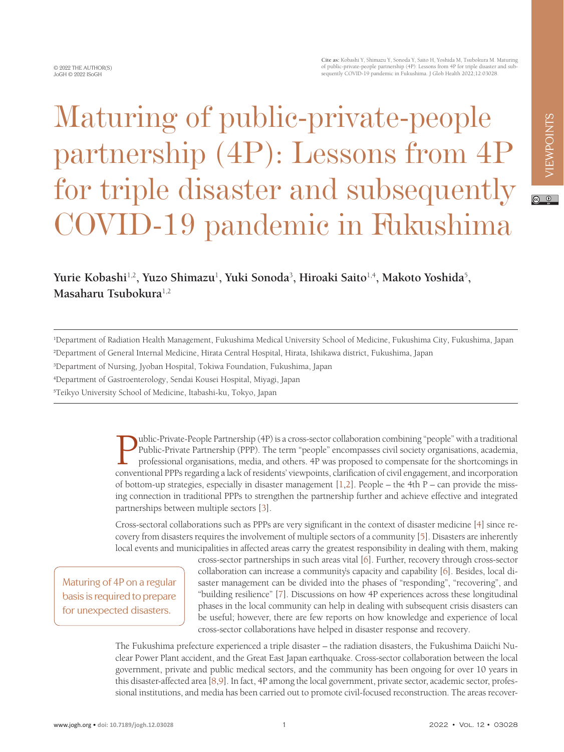© 2022 THE AUTHOR(S)
JoGH © 2022 ISoGH

**Cite as:** Kobashi Y, Shimazu Y, Sonoda Y, Saito H, Yoshida M, Tsubokura M. Maturing of public-private-people partnership (4P): Lessons from 4P for triple disaster and subsequently COVID-19 pandemic in Fukushima. J Glob Health 2022;12:03028.

VIEWPOINTS

# Maturing of public-private-people partnership (4P): Lessons from 4P for triple disaster and subsequently COVID-19 pandemic in Fukushima

**Yurie Kobashi**[1,2], **Yuzo Shimazu**[1], **Yuki Sonoda**[3], **Hiroaki Saito**[1,4], **Makoto Yoshida**[5], **Masaharu Tsubokura**[1,2]

[1]Department of Radiation Health Management, Fukushima Medical University School of Medicine, Fukushima City, Fukushima, Japan
[2]Department of General Internal Medicine, Hirata Central Hospital, Hirata, Ishikawa district, Fukushima, Japan
[3]Department of Nursing, Jyoban Hospital, Tokiwa Foundation, Fukushima, Japan
[4]Department of Gastroenterology, Sendai Kousei Hospital, Miyagi, Japan
[5]Teikyo University School of Medicine, Itabashi-ku, Tokyo, Japan

Public-Private-People Partnership (4P) is a cross-sector collaboration combining "people" with a traditional Public-Private Partnership (PPP). The term "people" encompasses civil society organisations, academia, professional organisations, media, and others. 4P was proposed to compensate for the shortcomings in conventional PPPs regarding a lack of residents' viewpoints, clarification of civil engagement, and incorporation of bottom-up strategies, especially in disaster management [1,2]. People – the 4th P – can provide the missing connection in traditional PPPs to strengthen the partnership further and achieve effective and integrated partnerships between multiple sectors [3].

Cross-sectoral collaborations such as PPPs are very significant in the context of disaster medicine [4] since recovery from disasters requires the involvement of multiple sectors of a community [5]. Disasters are inherently local events and municipalities in affected areas carry the greatest responsibility in dealing with them, making cross-sector partnerships in such areas vital [6]. Further, recovery through cross-sector collaboration can increase a community's capacity and capability [6]. Besides, local disaster management can be divided into the phases of "responding", "recovering", and "building resilience" [7]. Discussions on how 4P experiences across these longitudinal phases in the local community can help in dealing with subsequent crisis disasters can be useful; however, there are few reports on how knowledge and experience of local cross-sector collaborations have helped in disaster response and recovery.

> Maturing of 4P on a regular basis is required to prepare for unexpected disasters.

The Fukushima prefecture experienced a triple disaster – the radiation disasters, the Fukushima Daiichi Nuclear Power Plant accident, and the Great East Japan earthquake. Cross-sector collaboration between the local government, private and public medical sectors, and the community has been ongoing for over 10 years in this disaster-affected area [8,9]. In fact, 4P among the local government, private sector, academic sector, professional institutions, and media has been carried out to promote civil-focused reconstruction. The areas recover-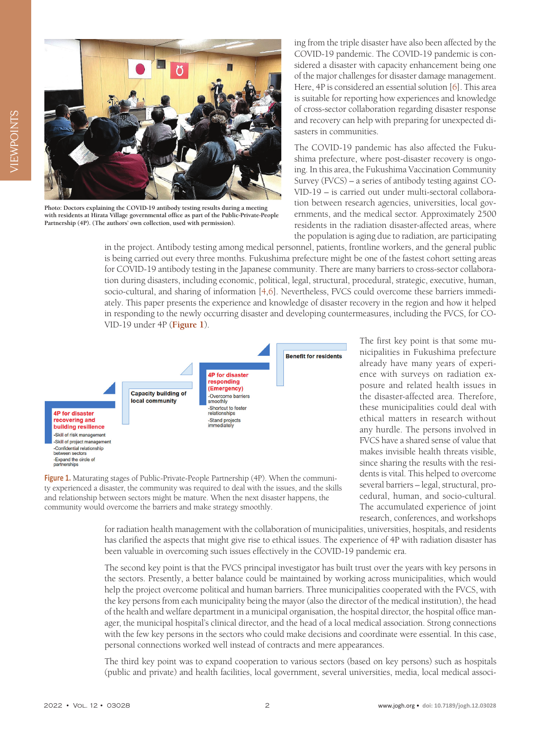Photo: Doctors explaining the COVID-19 antibody testing results during a meeting with residents at Hirata Village governmental office as part of the Public-Private-People Partnership (4P). (The authors' own collection, used with permission).

ing from the triple disaster have also been affected by the COVID-19 pandemic. The COVID-19 pandemic is considered a disaster with capacity enhancement being one of the major challenges for disaster damage management. Here, 4P is considered an essential solution [6]. This area is suitable for reporting how experiences and knowledge of cross-sector collaboration regarding disaster response and recovery can help with preparing for unexpected disasters in communities.

The COVID-19 pandemic has also affected the Fukushima prefecture, where post-disaster recovery is ongoing. In this area, the Fukushima Vaccination Community Survey (FVCS) – a series of antibody testing against COVID-19 – is carried out under multi-sectoral collaboration between research agencies, universities, local governments, and the medical sector. Approximately 2500 residents in the radiation disaster-affected areas, where the population is aging due to radiation, are participating in the project. Antibody testing among medical personnel, patients, frontline workers, and the general public is being carried out every three months. Fukushima prefecture might be one of the fastest cohort setting areas for COVID-19 antibody testing in the Japanese community. There are many barriers to cross-sector collaboration during disasters, including economic, political, legal, structural, procedural, strategic, executive, human, socio-cultural, and sharing of information [4,6]. Nevertheless, FVCS could overcome these barriers immediately. This paper presents the experience and knowledge of disaster recovery in the region and how it helped in responding to the newly occurring disaster and developing countermeasures, including the FVCS, for COVID-19 under 4P (**Figure 1**).

4P for disaster recovering and building resilience
- Skill of risk management
- Skill of project management
- Confidential relationship between sectors
- Expand the circle of partnerships

Capacity building of local community

4P for disaster responding (Emergency)
- Overcome barriers smoothly
- Shortcut to foster relationships
- Stand projects immediately

Benefit for residents

**Figure 1.** Maturating stages of Public-Private-People Partnership (4P). When the community experienced a disaster, the community was required to deal with the issues, and the skills and relationship between sectors might be mature. When the next disaster happens, the community would overcome the barriers and make strategy smoothly.

The first key point is that some municipalities in Fukushima prefecture already have many years of experience with surveys on radiation exposure and related health issues in the disaster-affected area. Therefore, these municipalities could deal with ethical matters in research without any hurdle. The persons involved in FVCS have a shared sense of value that makes invisible health threats visible, since sharing the results with the residents is vital. This helped to overcome several barriers – legal, structural, procedural, human, and socio-cultural. The accumulated experience of joint research, conferences, and workshops for radiation health management with the collaboration of municipalities, universities, hospitals, and residents has clarified the aspects that might give rise to ethical issues. The experience of 4P with radiation disaster has been valuable in overcoming such issues effectively in the COVID-19 pandemic era.

The second key point is that the FVCS principal investigator has built trust over the years with key persons in the sectors. Presently, a better balance could be maintained by working across municipalities, which would help the project overcome political and human barriers. Three municipalities cooperated with the FVCS, with the key persons from each municipality being the mayor (also the director of the medical institution), the head of the health and welfare department in a municipal organisation, the hospital director, the hospital office manager, the municipal hospital's clinical director, and the head of a local medical association. Strong connections with the few key persons in the sectors who could make decisions and coordinate were essential. In this case, personal connections worked well instead of contracts and mere appearances.

The third key point was to expand cooperation to various sectors (based on key persons) such as hospitals (public and private) and health facilities, local government, several universities, media, local medical associ-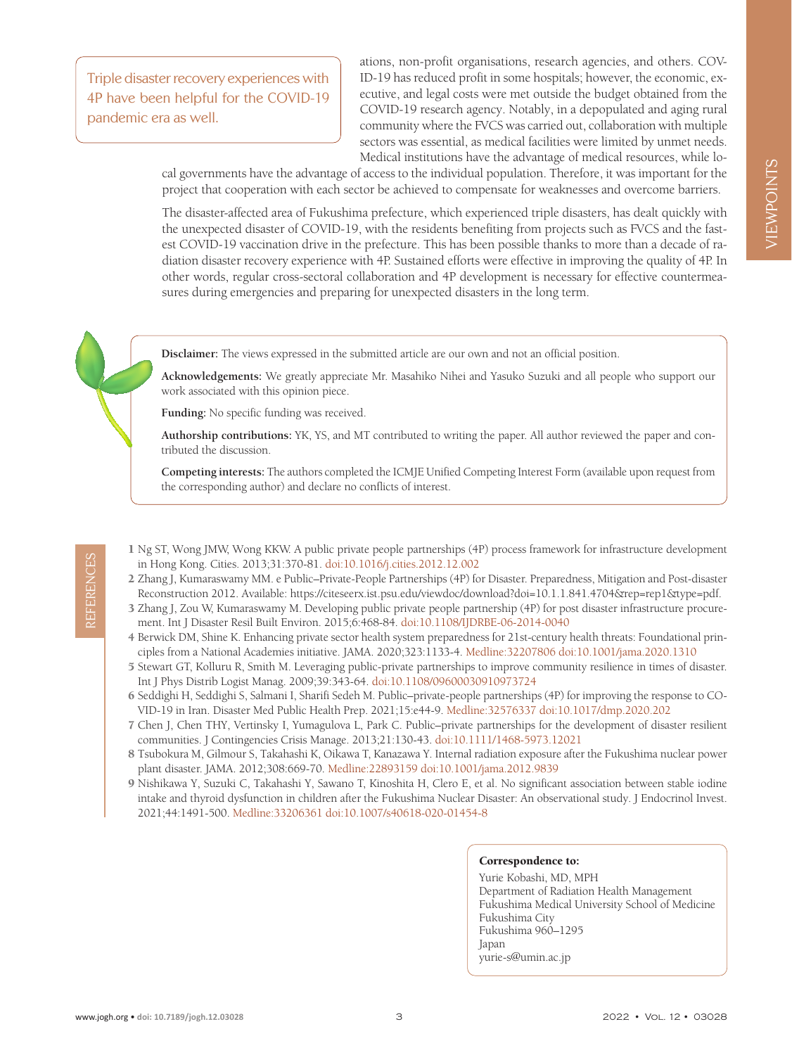> Triple disaster recovery experiences with 4P have been helpful for the COVID-19 pandemic era as well.

ations, non-profit organisations, research agencies, and others. COVID-19 has reduced profit in some hospitals; however, the economic, executive, and legal costs were met outside the budget obtained from the COVID-19 research agency. Notably, in a depopulated and aging rural community where the FVCS was carried out, collaboration with multiple sectors was essential, as medical facilities were limited by unmet needs. Medical institutions have the advantage of medical resources, while local governments have the advantage of access to the individual population. Therefore, it was important for the project that cooperation with each sector be achieved to compensate for weaknesses and overcome barriers.

The disaster-affected area of Fukushima prefecture, which experienced triple disasters, has dealt quickly with the unexpected disaster of COVID-19, with the residents benefiting from projects such as FVCS and the fastest COVID-19 vaccination drive in the prefecture. This has been possible thanks to more than a decade of radiation disaster recovery experience with 4P. Sustained efforts were effective in improving the quality of 4P. In other words, regular cross-sectoral collaboration and 4P development is necessary for effective countermeasures during emergencies and preparing for unexpected disasters in the long term.

**Disclaimer:** The views expressed in the submitted article are our own and not an official position.

**Acknowledgements:** We greatly appreciate Mr. Masahiko Nihei and Yasuko Suzuki and all people who support our work associated with this opinion piece.

**Funding:** No specific funding was received.

**Authorship contributions:** YK, YS, and MT contributed to writing the paper. All author reviewed the paper and contributed the discussion.

**Competing interests:** The authors completed the ICMJE Unified Competing Interest Form (available upon request from the corresponding author) and declare no conflicts of interest.

## REFERENCES

1. Ng ST, Wong JMW, Wong KKW. A public private people partnerships (4P) process framework for infrastructure development in Hong Kong. Cities. 2013;31:370-81. doi:10.1016/j.cities.2012.12.002
2. Zhang J, Kumaraswamy MM. e Public–Private-People Partnerships (4P) for Disaster. Preparedness, Mitigation and Post-disaster Reconstruction 2012. Available: https://citeseerx.ist.psu.edu/viewdoc/download?doi=10.1.1.841.4704&rep=rep1&type=pdf.
3. Zhang J, Zou W, Kumaraswamy M. Developing public private people partnership (4P) for post disaster infrastructure procurement. Int J Disaster Resil Built Environ. 2015;6:468-84. doi:10.1108/IJDRBE-06-2014-0040
4. Berwick DM, Shine K. Enhancing private sector health system preparedness for 21st-century health threats: Foundational principles from a National Academies initiative. JAMA. 2020;323:1133-4. Medline:32207806 doi:10.1001/jama.2020.1310
5. Stewart GT, Kolluru R, Smith M. Leveraging public-private partnerships to improve community resilience in times of disaster. Int J Phys Distrib Logist Manag. 2009;39:343-64. doi:10.1108/09600030910973724
6. Seddighi H, Seddighi S, Salmani I, Sharifi Sedeh M. Public–private-people partnerships (4P) for improving the response to COVID-19 in Iran. Disaster Med Public Health Prep. 2021;15:e44-9. Medline:32576337 doi:10.1017/dmp.2020.202
7. Chen J, Chen THY, Vertinsky I, Yumagulova L, Park C. Public–private partnerships for the development of disaster resilient communities. J Contingencies Crisis Manage. 2013;21:130-43. doi:10.1111/1468-5973.12021
8. Tsubokura M, Gilmour S, Takahashi K, Oikawa T, Kanazawa Y. Internal radiation exposure after the Fukushima nuclear power plant disaster. JAMA. 2012;308:669-70. Medline:22893159 doi:10.1001/jama.2012.9839
9. Nishikawa Y, Suzuki C, Takahashi Y, Sawano T, Kinoshita H, Clero E, et al. No significant association between stable iodine intake and thyroid dysfunction in children after the Fukushima Nuclear Disaster: An observational study. J Endocrinol Invest. 2021;44:1491-500. Medline:33206361 doi:10.1007/s40618-020-01454-8

**Correspondence to:**

Yurie Kobashi, MD, MPH
Department of Radiation Health Management
Fukushima Medical University School of Medicine
Fukushima City
Fukushima 960–1295
Japan
yurie-s@umin.ac.jp